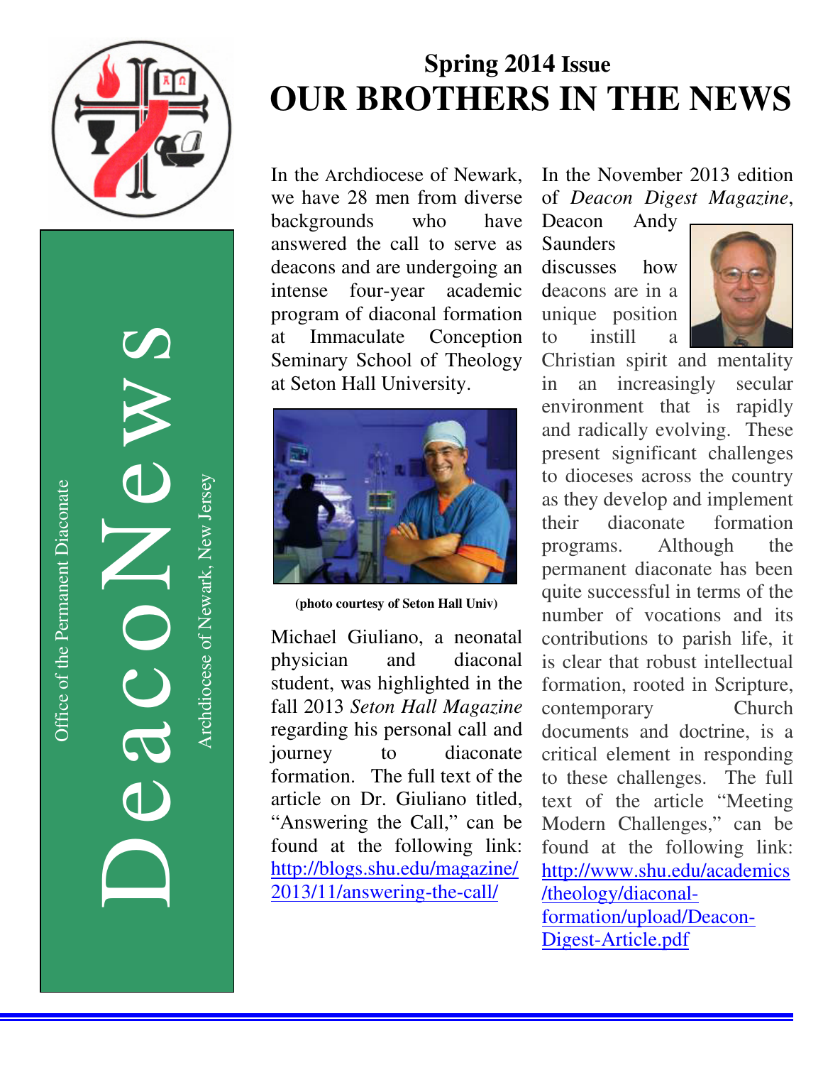# DeacoNews

Office of the Permanent Diaconate

Archdiocese of Newark, New Jersey

## Spring 2014 Issue

# OUR BROTHERS IN THE NEWS

In the Archdiocese of Newark, we have 28 men from diverse backgrounds who have answered the call to serve as deacons and are undergoing an intense four-year academic program of diaconal formation at Immaculate Conception Seminary School of Theology at Seton Hall University.

**(photo courtesy of Seton Hall Univ)**

Michael Giuliano, a neonatal physician and diaconal student, was highlighted in the fall 2013 *Seton Hall Magazine* regarding his personal call and journey to diaconate formation. The full text of the article on Dr. Giuliano titled, "Answering the Call," can be found at the following link: [http://blogs.shu.edu/magazine/2013/11/answering-the-call/](http://blogs.shu.edu/magazine/2013/11/answering-the-call/)

In the November 2013 edition of *Deacon Digest Magazine*, Deacon Andy Saunders discusses how deacons are in a unique position to instill a Christian spirit and mentality in an increasingly secular environment that is rapidly and radically evolving. These present significant challenges to dioceses across the country as they develop and implement their diaconate formation programs. Although the permanent diaconate has been quite successful in terms of the number of vocations and its contributions to parish life, it is clear that robust intellectual formation, rooted in Scripture, contemporary Church documents and doctrine, is a critical element in responding to these challenges. The full text of the article "Meeting Modern Challenges," can be found at the following link: [http://www.shu.edu/academics/theology/diaconal-formation/upload/Deacon-Digest-Article.pdf](http://www.shu.edu/academics/theology/diaconal-formation/upload/Deacon-Digest-Article.pdf)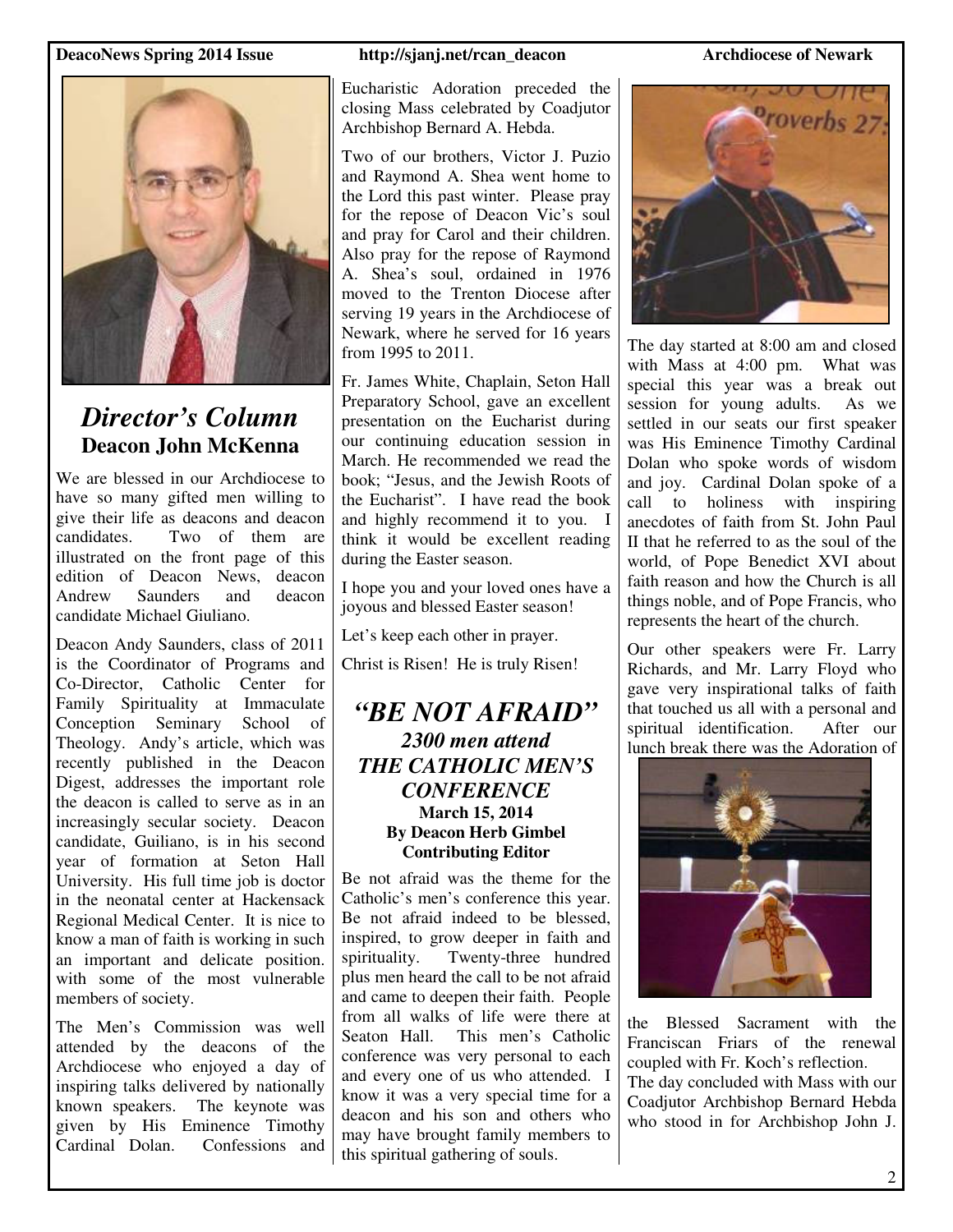## *Director's Column*

### Deacon John McKenna

We are blessed in our Archdiocese to have so many gifted men willing to give their life as deacons and deacon candidates. Two of them are illustrated on the front page of this edition of Deacon News, deacon Andrew Saunders and deacon candidate Michael Giuliano.

Deacon Andy Saunders, class of 2011 is the Coordinator of Programs and Co-Director, Catholic Center for Family Spirituality at Immaculate Conception Seminary School of Theology. Andy's article, which was recently published in the Deacon Digest, addresses the important role the deacon is called to serve as in an increasingly secular society. Deacon candidate, Guiliano, is in his second year of formation at Seton Hall University. His full time job is doctor in the neonatal center at Hackensack Regional Medical Center. It is nice to know a man of faith is working in such an important and delicate position. with some of the most vulnerable members of society.

The Men's Commission was well attended by the deacons of the Archdiocese who enjoyed a day of inspiring talks delivered by nationally known speakers. The keynote was given by His Eminence Timothy Cardinal Dolan. Confessions and Eucharistic Adoration preceded the closing Mass celebrated by Coadjutor Archbishop Bernard A. Hebda.

Two of our brothers, Victor J. Puzio and Raymond A. Shea went home to the Lord this past winter. Please pray for the repose of Deacon Vic's soul and pray for Carol and their children. Also pray for the repose of Raymond A. Shea's soul, ordained in 1976 moved to the Trenton Diocese after serving 19 years in the Archdiocese of Newark, where he served for 16 years from 1995 to 2011.

Fr. James White, Chaplain, Seton Hall Preparatory School, gave an excellent presentation on the Eucharist during our continuing education session in March. He recommended we read the book; "Jesus, and the Jewish Roots of the Eucharist". I have read the book and highly recommend it to you. I think it would be excellent reading during the Easter season.

I hope you and your loved ones have a joyous and blessed Easter season!

Let's keep each other in prayer.

Christ is Risen! He is truly Risen!

## *"BE NOT AFRAID"*

### *2300 men attend THE CATHOLIC MEN'S CONFERENCE*

**March 15, 2014**
**By Deacon Herb Gimbel**
**Contributing Editor**

Be not afraid was the theme for the Catholic's men's conference this year. Be not afraid indeed to be blessed, inspired, to grow deeper in faith and spirituality. Twenty-three hundred plus men heard the call to be not afraid and came to deepen their faith. People from all walks of life were there at Seaton Hall. This men's Catholic conference was very personal to each and every one of us who attended. I know it was a very special time for a deacon and his son and others who may have brought family members to this spiritual gathering of souls.

The day started at 8:00 am and closed with Mass at 4:00 pm. What was special this year was a break out session for young adults. As we settled in our seats our first speaker was His Eminence Timothy Cardinal Dolan who spoke words of wisdom and joy. Cardinal Dolan spoke of a call to holiness with inspiring anecdotes of faith from St. John Paul II that he referred to as the soul of the world, of Pope Benedict XVI about faith reason and how the Church is all things noble, and of Pope Francis, who represents the heart of the church.

Our other speakers were Fr. Larry Richards, and Mr. Larry Floyd who gave very inspirational talks of faith that touched us all with a personal and spiritual identification. After our lunch break there was the Adoration of the Blessed Sacrament with the Franciscan Friars of the renewal coupled with Fr. Koch's reflection.

The day concluded with Mass with our Coadjutor Archbishop Bernard Hebda who stood in for Archbishop John J.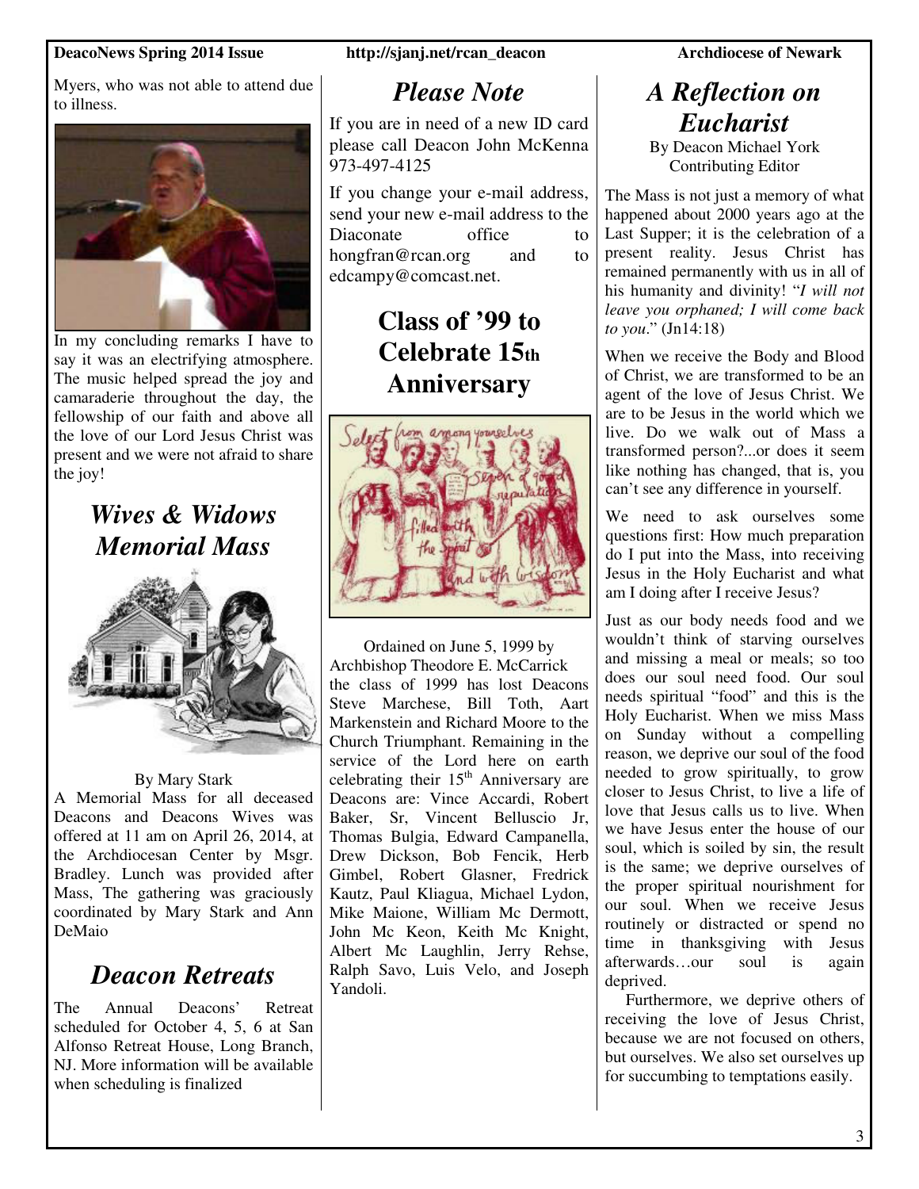Myers, who was not able to attend due to illness.

In my concluding remarks I have to say it was an electrifying atmosphere. The music helped spread the joy and camaraderie throughout the day, the fellowship of our faith and above all the love of our Lord Jesus Christ was present and we were not afraid to share the joy!

## *Wives & Widows Memorial Mass*

By Mary Stark

A Memorial Mass for all deceased Deacons and Deacons Wives was offered at 11 am on April 26, 2014, at the Archdiocesan Center by Msgr. Bradley. Lunch was provided after Mass, The gathering was graciously coordinated by Mary Stark and Ann DeMaio

## *Deacon Retreats*

The Annual Deacons' Retreat scheduled for October 4, 5, 6 at San Alfonso Retreat House, Long Branch, NJ. More information will be available when scheduling is finalized

## *Please Note*

If you are in need of a new ID card please call Deacon John McKenna 973-497-4125

If you change your e-mail address, send your new e-mail address to the Diaconate office to hongfran@rcan.org and to edcampy@comcast.net.

## Class of '99 to Celebrate 15th Anniversary

Ordained on June 5, 1999 by Archbishop Theodore E. McCarrick the class of 1999 has lost Deacons Steve Marchese, Bill Toth, Aart Markenstein and Richard Moore to the Church Triumphant. Remaining in the service of the Lord here on earth celebrating their 15th Anniversary are Deacons are: Vince Accardi, Robert Baker, Sr, Vincent Belluscio Jr, Thomas Bulgia, Edward Campanella, Drew Dickson, Bob Fencik, Herb Gimbel, Robert Glasner, Fredrick Kautz, Paul Kliagua, Michael Lydon, Mike Maione, William Mc Dermott, John Mc Keon, Keith Mc Knight, Albert Mc Laughlin, Jerry Rehse, Ralph Savo, Luis Velo, and Joseph Yandoli.

## *A Reflection on Eucharist*

By Deacon Michael York
Contributing Editor

The Mass is not just a memory of what happened about 2000 years ago at the Last Supper; it is the celebration of a present reality. Jesus Christ has remained permanently with us in all of his humanity and divinity! "*I will not leave you orphaned; I will come back to you*." (Jn14:18)

When we receive the Body and Blood of Christ, we are transformed to be an agent of the love of Jesus Christ. We are to be Jesus in the world which we live. Do we walk out of Mass a transformed person?...or does it seem like nothing has changed, that is, you can't see any difference in yourself.

We need to ask ourselves some questions first: How much preparation do I put into the Mass, into receiving Jesus in the Holy Eucharist and what am I doing after I receive Jesus?

Just as our body needs food and we wouldn't think of starving ourselves and missing a meal or meals; so too does our soul need food. Our soul needs spiritual "food" and this is the Holy Eucharist. When we miss Mass on Sunday without a compelling reason, we deprive our soul of the food needed to grow spiritually, to grow closer to Jesus Christ, to live a life of love that Jesus calls us to live. When we have Jesus enter the house of our soul, which is soiled by sin, the result is the same; we deprive ourselves of the proper spiritual nourishment for our soul. When we receive Jesus routinely or distracted or spend no time in thanksgiving with Jesus afterwards…our soul is again deprived.

Furthermore, we deprive others of receiving the love of Jesus Christ, because we are not focused on others, but ourselves. We also set ourselves up for succumbing to temptations easily.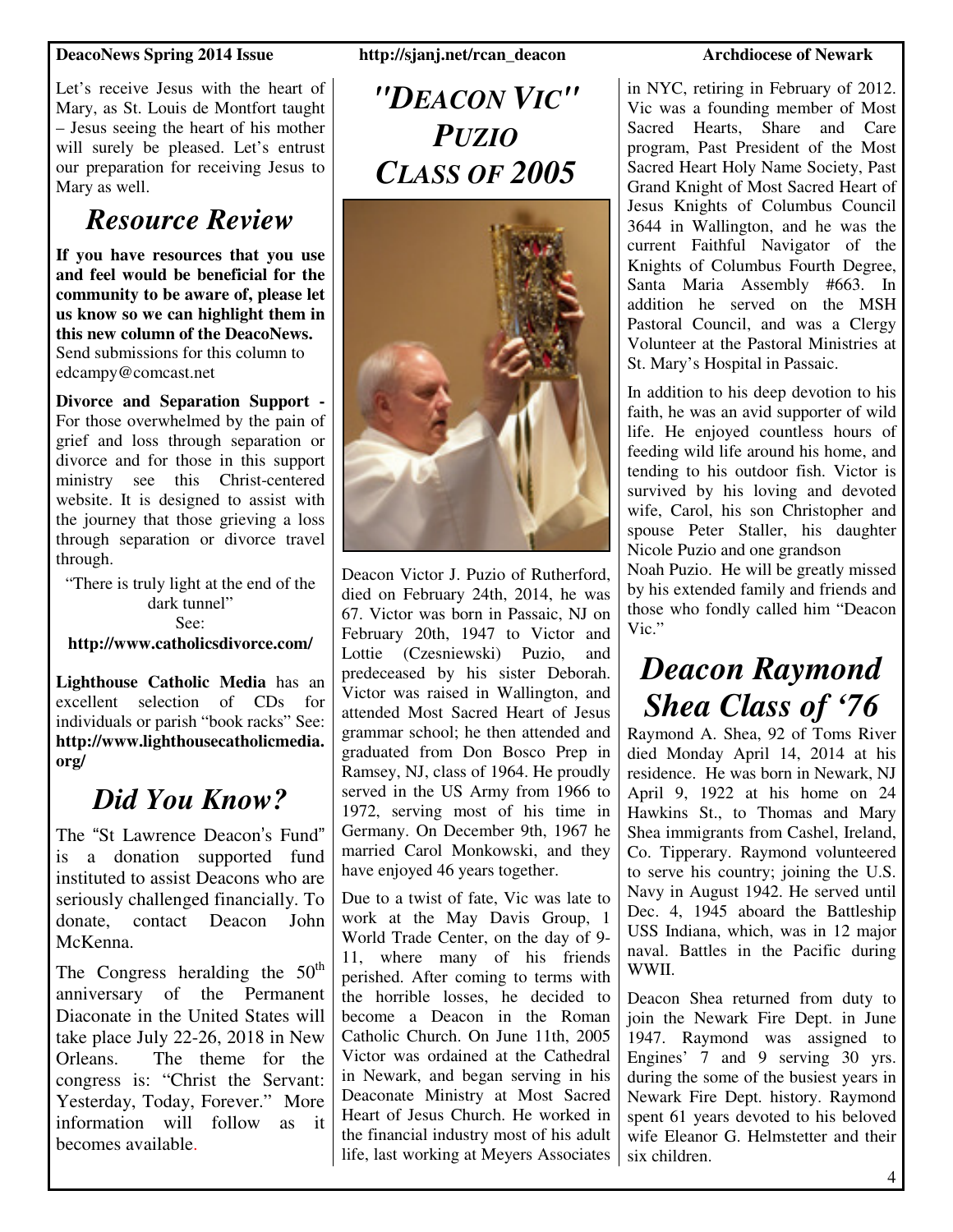Let's receive Jesus with the heart of Mary, as St. Louis de Montfort taught – Jesus seeing the heart of his mother will surely be pleased. Let's entrust our preparation for receiving Jesus to Mary as well.

## *Resource Review*

**If you have resources that you use and feel would be beneficial for the community to be aware of, please let us know so we can highlight them in this new column of the DeacoNews.** Send submissions for this column to edcampy@comcast.net

**Divorce and Separation Support -** For those overwhelmed by the pain of grief and loss through separation or divorce and for those in this support ministry see this Christ-centered website. It is designed to assist with the journey that those grieving a loss through separation or divorce travel through.

"There is truly light at the end of the dark tunnel"
See:
**http://www.catholicsdivorce.com/**

**Lighthouse Catholic Media** has an excellent selection of CDs for individuals or parish "book racks" See: **http://www.lighthousecatholicmedia.org/**

## *Did You Know?*

The "St Lawrence Deacon's Fund" is a donation supported fund instituted to assist Deacons who are seriously challenged financially. To donate, contact Deacon John McKenna.

The Congress heralding the 50th anniversary of the Permanent Diaconate in the United States will take place July 22-26, 2018 in New Orleans. The theme for the congress is: "Christ the Servant: Yesterday, Today, Forever." More information will follow as it becomes available.

## *"Deacon Vic" Puzio Class of 2005*

Deacon Victor J. Puzio of Rutherford, died on February 24th, 2014, he was 67. Victor was born in Passaic, NJ on February 20th, 1947 to Victor and Lottie (Czesniewski) Puzio, and predeceased by his sister Deborah. Victor was raised in Wallington, and attended Most Sacred Heart of Jesus grammar school; he then attended and graduated from Don Bosco Prep in Ramsey, NJ, class of 1964. He proudly served in the US Army from 1966 to 1972, serving most of his time in Germany. On December 9th, 1967 he married Carol Monkowski, and they have enjoyed 46 years together.

Due to a twist of fate, Vic was late to work at the May Davis Group, 1 World Trade Center, on the day of 9-11, where many of his friends perished. After coming to terms with the horrible losses, he decided to become a Deacon in the Roman Catholic Church. On June 11th, 2005 Victor was ordained at the Cathedral in Newark, and began serving in his Deaconate Ministry at Most Sacred Heart of Jesus Church. He worked in the financial industry most of his adult life, last working at Meyers Associates in NYC, retiring in February of 2012. Vic was a founding member of Most Sacred Hearts, Share and Care program, Past President of the Most Sacred Heart Holy Name Society, Past Grand Knight of Most Sacred Heart of Jesus Knights of Columbus Council 3644 in Wallington, and he was the current Faithful Navigator of the Knights of Columbus Fourth Degree, Santa Maria Assembly #663. In addition he served on the MSH Pastoral Council, and was a Clergy Volunteer at the Pastoral Ministries at St. Mary's Hospital in Passaic.

In addition to his deep devotion to his faith, he was an avid supporter of wild life. He enjoyed countless hours of feeding wild life around his home, and tending to his outdoor fish. Victor is survived by his loving and devoted wife, Carol, his son Christopher and spouse Peter Staller, his daughter Nicole Puzio and one grandson Noah Puzio. He will be greatly missed by his extended family and friends and those who fondly called him "Deacon Vic."

## *Deacon Raymond Shea Class of '76*

Raymond A. Shea, 92 of Toms River died Monday April 14, 2014 at his residence. He was born in Newark, NJ April 9, 1922 at his home on 24 Hawkins St., to Thomas and Mary Shea immigrants from Cashel, Ireland, Co. Tipperary. Raymond volunteered to serve his country; joining the U.S. Navy in August 1942. He served until Dec. 4, 1945 aboard the Battleship USS Indiana, which, was in 12 major naval. Battles in the Pacific during WWII.

Deacon Shea returned from duty to join the Newark Fire Dept. in June 1947. Raymond was assigned to Engines' 7 and 9 serving 30 yrs. during the some of the busiest years in Newark Fire Dept. history. Raymond spent 61 years devoted to his beloved wife Eleanor G. Helmstetter and their six children.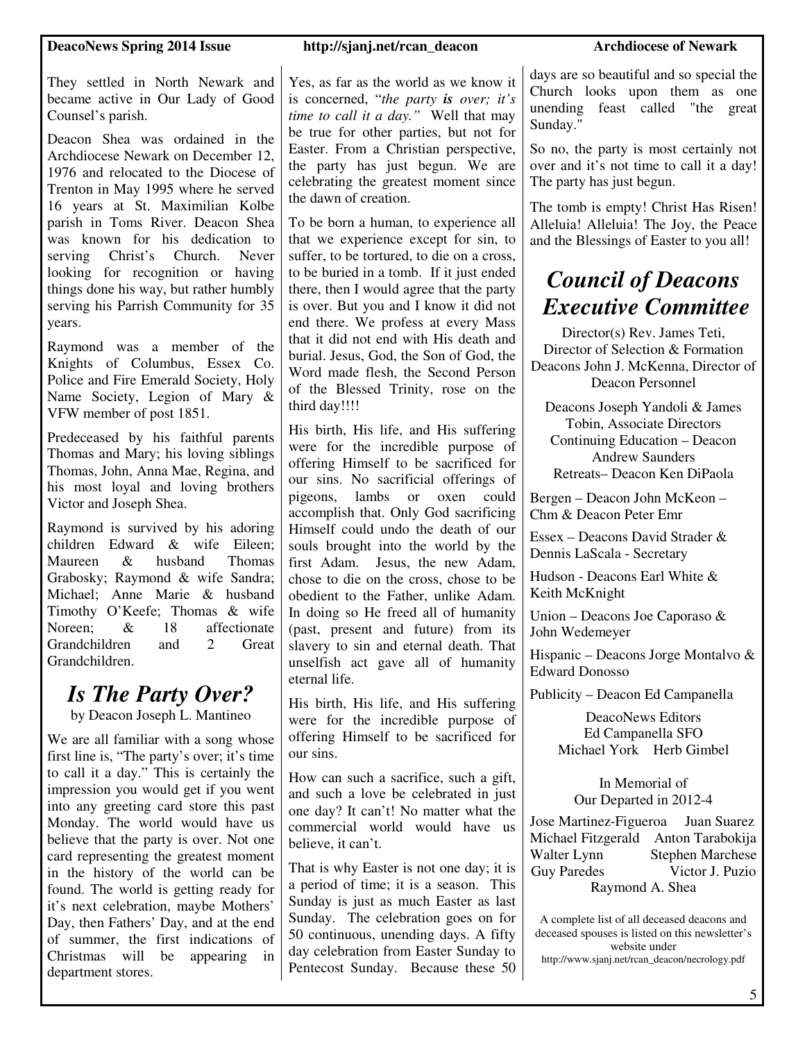They settled in North Newark and became active in Our Lady of Good Counsel's parish.

Deacon Shea was ordained in the Archdiocese Newark on December 12, 1976 and relocated to the Diocese of Trenton in May 1995 where he served 16 years at St. Maximilian Kolbe parish in Toms River. Deacon Shea was known for his dedication to serving Christ's Church. Never looking for recognition or having things done his way, but rather humbly serving his Parrish Community for 35 years.

Raymond was a member of the Knights of Columbus, Essex Co. Police and Fire Emerald Society, Holy Name Society, Legion of Mary & VFW member of post 1851.

Predeceased by his faithful parents Thomas and Mary; his loving siblings Thomas, John, Anna Mae, Regina, and his most loyal and loving brothers Victor and Joseph Shea.

Raymond is survived by his adoring children Edward & wife Eileen; Maureen & husband Thomas Grabosky; Raymond & wife Sandra; Michael; Anne Marie & husband Timothy O'Keefe; Thomas & wife Noreen; & 18 affectionate Grandchildren and 2 Great Grandchildren.

## *Is The Party Over?*

by Deacon Joseph L. Mantineo

We are all familiar with a song whose first line is, "The party's over; it's time to call it a day." This is certainly the impression you would get if you went into any greeting card store this past Monday. The world would have us believe that the party is over. Not one card representing the greatest moment in the history of the world can be found. The world is getting ready for it's next celebration, maybe Mothers' Day, then Fathers' Day, and at the end of summer, the first indications of Christmas will be appearing in department stores.

Yes, as far as the world as we know it is concerned, "*the party **is** over; it's time to call it a day.*" Well that may be true for other parties, but not for Easter. From a Christian perspective, the party has just begun. We are celebrating the greatest moment since the dawn of creation.

To be born a human, to experience all that we experience except for sin, to suffer, to be tortured, to die on a cross, to be buried in a tomb. If it just ended there, then I would agree that the party is over. But you and I know it did not end there. We profess at every Mass that it did not end with His death and burial. Jesus, God, the Son of God, the Word made flesh, the Second Person of the Blessed Trinity, rose on the third day!!!!

His birth, His life, and His suffering were for the incredible purpose of offering Himself to be sacrificed for our sins. No sacrificial offerings of pigeons, lambs or oxen could accomplish that. Only God sacrificing Himself could undo the death of our souls brought into the world by the first Adam. Jesus, the new Adam, chose to die on the cross, chose to be obedient to the Father, unlike Adam. In doing so He freed all of humanity (past, present and future) from its slavery to sin and eternal death. That unselfish act gave all of humanity eternal life.

His birth, His life, and His suffering were for the incredible purpose of offering Himself to be sacrificed for our sins.

How can such a sacrifice, such a gift, and such a love be celebrated in just one day? It can't! No matter what the commercial world would have us believe, it can't.

That is why Easter is not one day; it is a period of time; it is a season. This Sunday is just as much Easter as last Sunday. The celebration goes on for 50 continuous, unending days. A fifty day celebration from Easter Sunday to Pentecost Sunday. Because these 50 days are so beautiful and so special the Church looks upon them as one unending feast called "the great Sunday."

So no, the party is most certainly not over and it's not time to call it a day! The party has just begun.

The tomb is empty! Christ Has Risen! Alleluia! Alleluia! The Joy, the Peace and the Blessings of Easter to you all!

## *Council of Deacons Executive Committee*

Director(s) Rev. James Teti, Director of Selection & Formation
Deacons John J. McKenna, Director of Deacon Personnel

Deacons Joseph Yandoli & James Tobin, Associate Directors
Continuing Education – Deacon Andrew Saunders
Retreats– Deacon Ken DiPaola

Bergen – Deacon John McKeon – Chm & Deacon Peter Emr

Essex – Deacons David Strader & Dennis LaScala - Secretary

Hudson - Deacons Earl White & Keith McKnight

Union – Deacons Joe Caporaso & John Wedemeyer

Hispanic – Deacons Jorge Montalvo & Edward Donosso

Publicity – Deacon Ed Campanella

DeacoNews Editors
Ed Campanella SFO
Michael York Herb Gimbel

In Memorial of
Our Departed in 2012-4

Jose Martinez-Figueroa Juan Suarez
Michael Fitzgerald Anton Tarabokija
Walter Lynn Stephen Marchese
Guy Paredes Victor J. Puzio
Raymond A. Shea

A complete list of all deceased deacons and deceased spouses is listed on this newsletter's website under http://www.sjanj.net/rcan_deacon/necrology.pdf